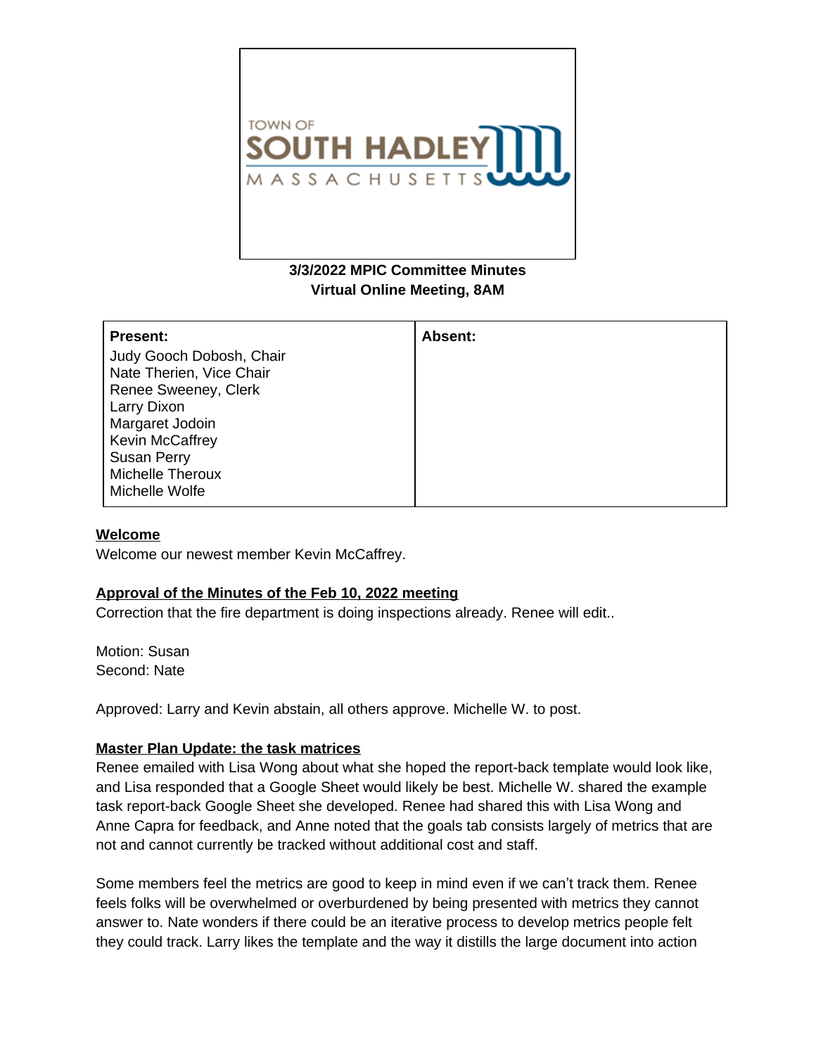TOWN OF SOUTH HADLEY MASSACHUSETTS

**3/3/2022 MPIC Committee Minutes**
**Virtual Online Meeting, 8AM**

| **Present:** | **Absent:** |
| --- | --- |
| Judy Gooch Dobosh, Chair<br>Nate Therien, Vice Chair<br>Renee Sweeney, Clerk<br>Larry Dixon<br>Margaret Jodoin<br>Kevin McCaffrey<br>Susan Perry<br>Michelle Theroux<br>Michelle Wolfe | |

**Welcome**

Welcome our newest member Kevin McCaffrey.

**Approval of the Minutes of the Feb 10, 2022 meeting**

Correction that the fire department is doing inspections already. Renee will edit..

Motion: Susan
Second: Nate

Approved: Larry and Kevin abstain, all others approve. Michelle W. to post.

**Master Plan Update: the task matrices**

Renee emailed with Lisa Wong about what she hoped the report-back template would look like, and Lisa responded that a Google Sheet would likely be best. Michelle W. shared the example task report-back Google Sheet she developed. Renee had shared this with Lisa Wong and Anne Capra for feedback, and Anne noted that the goals tab consists largely of metrics that are not and cannot currently be tracked without additional cost and staff.

Some members feel the metrics are good to keep in mind even if we can't track them. Renee feels folks will be overwhelmed or overburdened by being presented with metrics they cannot answer to. Nate wonders if there could be an iterative process to develop metrics people felt they could track. Larry likes the template and the way it distills the large document into action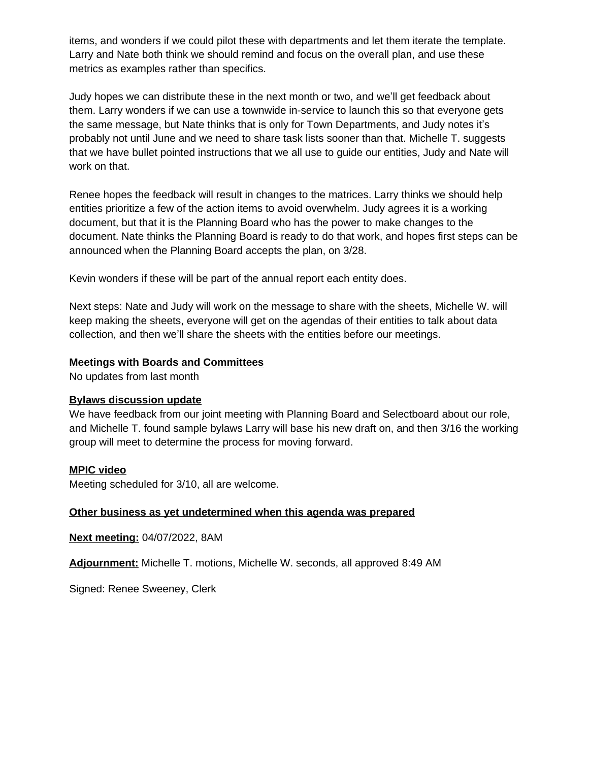items, and wonders if we could pilot these with departments and let them iterate the template. Larry and Nate both think we should remind and focus on the overall plan, and use these metrics as examples rather than specifics.

Judy hopes we can distribute these in the next month or two, and we'll get feedback about them. Larry wonders if we can use a townwide in-service to launch this so that everyone gets the same message, but Nate thinks that is only for Town Departments, and Judy notes it's probably not until June and we need to share task lists sooner than that. Michelle T. suggests that we have bullet pointed instructions that we all use to guide our entities, Judy and Nate will work on that.

Renee hopes the feedback will result in changes to the matrices. Larry thinks we should help entities prioritize a few of the action items to avoid overwhelm. Judy agrees it is a working document, but that it is the Planning Board who has the power to make changes to the document. Nate thinks the Planning Board is ready to do that work, and hopes first steps can be announced when the Planning Board accepts the plan, on 3/28.

Kevin wonders if these will be part of the annual report each entity does.

Next steps: Nate and Judy will work on the message to share with the sheets, Michelle W. will keep making the sheets, everyone will get on the agendas of their entities to talk about data collection, and then we'll share the sheets with the entities before our meetings.

**Meetings with Boards and Committees**

No updates from last month

**Bylaws discussion update**

We have feedback from our joint meeting with Planning Board and Selectboard about our role, and Michelle T. found sample bylaws Larry will base his new draft on, and then 3/16 the working group will meet to determine the process for moving forward.

**MPIC video**

Meeting scheduled for 3/10, all are welcome.

**Other business as yet undetermined when this agenda was prepared**

**Next meeting:** 04/07/2022, 8AM

**Adjournment:** Michelle T. motions, Michelle W. seconds, all approved 8:49 AM

Signed: Renee Sweeney, Clerk